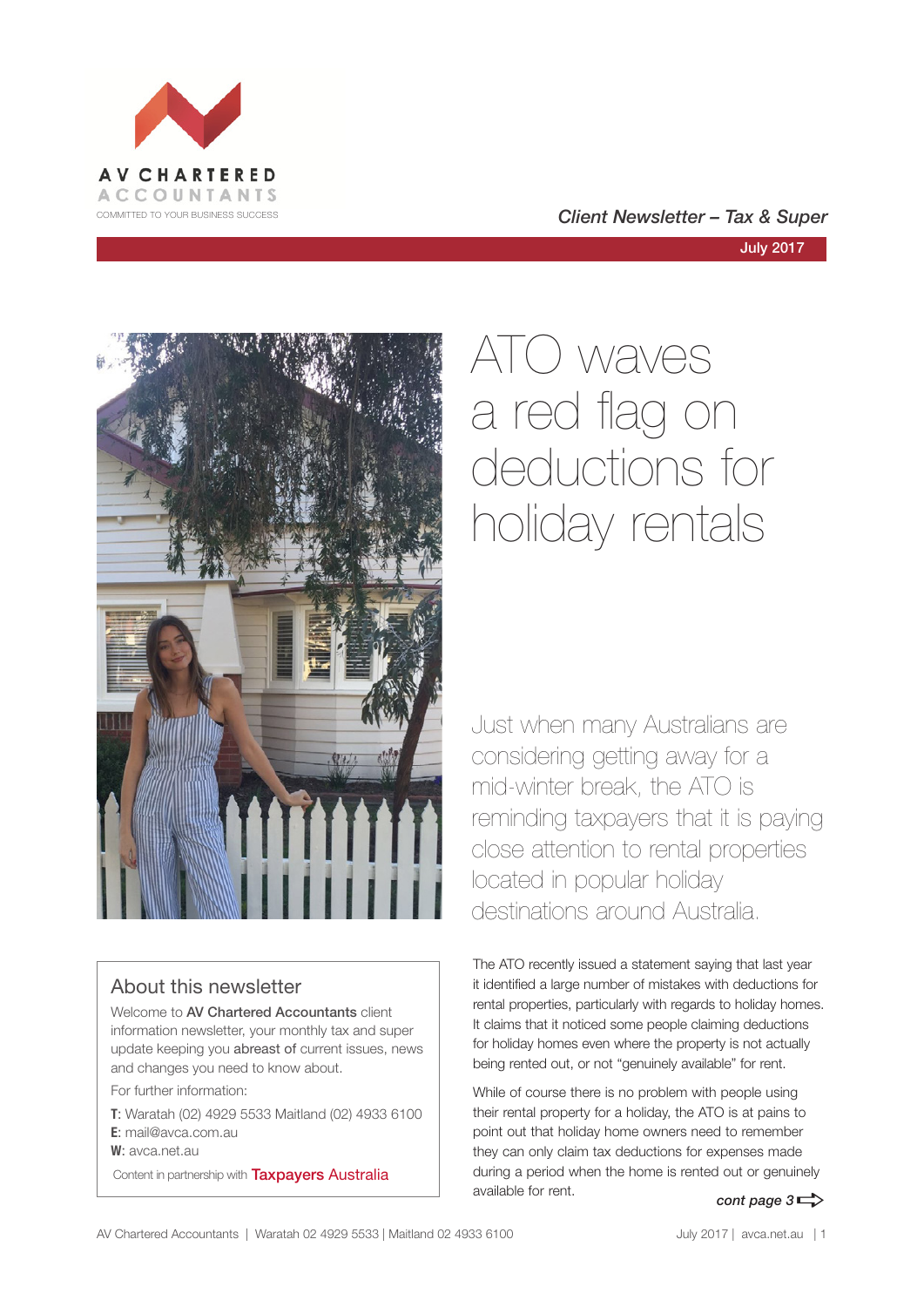AV CHARTERED ACCOUNTANTS

COMMITTED TO YOUR BUSINESS SUCCESS

*Client Newsletter – Tax & Super*

July 2017

# ATO waves a red flag on deductions for holiday rentals

Just when many Australians are considering getting away for a mid-winter break, the ATO is reminding taxpayers that it is paying close attention to rental properties located in popular holiday destinations around Australia.

The ATO recently issued a statement saying that last year it identified a large number of mistakes with deductions for rental properties, particularly with regards to holiday homes. It claims that it noticed some people claiming deductions for holiday homes even where the property is not actually being rented out, or not "genuinely available" for rent.

While of course there is no problem with people using their rental property for a holiday, the ATO is at pains to point out that holiday home owners need to remember they can only claim tax deductions for expenses made during a period when the home is rented out or genuinely available for rent.

*cont page 3*

## About this newsletter

Welcome to **AV Chartered Accountants** client information newsletter, your monthly tax and super update keeping you abreast of current issues, news and changes you need to know about.

For further information:

**T**: Waratah (02) 4929 5533 Maitland (02) 4933 6100
**E**: mail@avca.com.au
**W**: avca.net.au

Content in partnership with Taxpayers Australia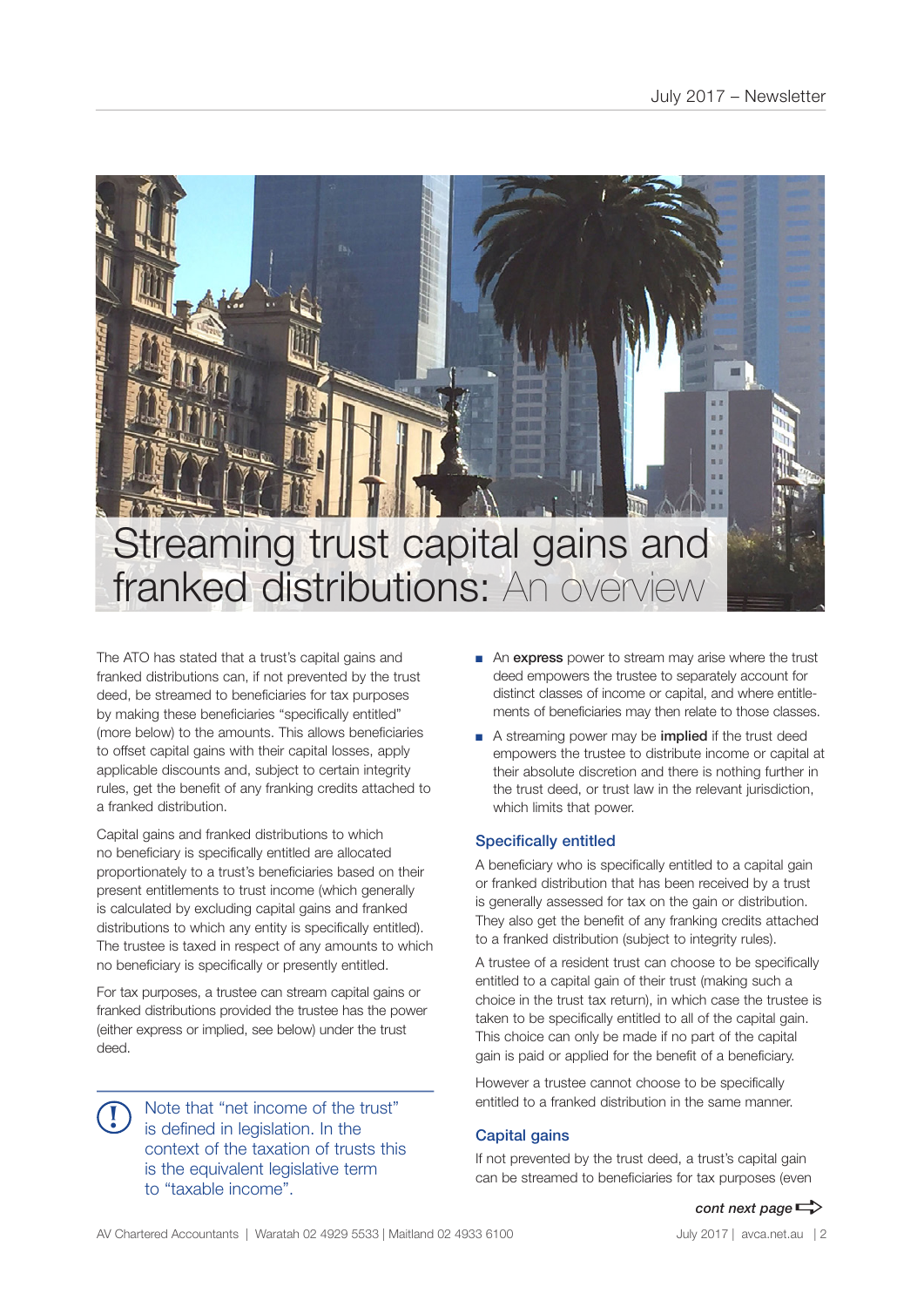# Streaming trust capital gains and franked distributions: An overview

The ATO has stated that a trust's capital gains and franked distributions can, if not prevented by the trust deed, be streamed to beneficiaries for tax purposes by making these beneficiaries "specifically entitled" (more below) to the amounts. This allows beneficiaries to offset capital gains with their capital losses, apply applicable discounts and, subject to certain integrity rules, get the benefit of any franking credits attached to a franked distribution.

Capital gains and franked distributions to which no beneficiary is specifically entitled are allocated proportionately to a trust's beneficiaries based on their present entitlements to trust income (which generally is calculated by excluding capital gains and franked distributions to which any entity is specifically entitled). The trustee is taxed in respect of any amounts to which no beneficiary is specifically or presently entitled.

For tax purposes, a trustee can stream capital gains or franked distributions provided the trustee has the power (either express or implied, see below) under the trust deed.

> Note that "net income of the trust" is defined in legislation. In the context of the taxation of trusts this is the equivalent legislative term to "taxable income".

- An **express** power to stream may arise where the trust deed empowers the trustee to separately account for distinct classes of income or capital, and where entitlements of beneficiaries may then relate to those classes.
- A streaming power may be **implied** if the trust deed empowers the trustee to distribute income or capital at their absolute discretion and there is nothing further in the trust deed, or trust law in the relevant jurisdiction, which limits that power.

## Specifically entitled

A beneficiary who is specifically entitled to a capital gain or franked distribution that has been received by a trust is generally assessed for tax on the gain or distribution. They also get the benefit of any franking credits attached to a franked distribution (subject to integrity rules).

A trustee of a resident trust can choose to be specifically entitled to a capital gain of their trust (making such a choice in the trust tax return), in which case the trustee is taken to be specifically entitled to all of the capital gain. This choice can only be made if no part of the capital gain is paid or applied for the benefit of a beneficiary.

However a trustee cannot choose to be specifically entitled to a franked distribution in the same manner.

## Capital gains

If not prevented by the trust deed, a trust's capital gain can be streamed to beneficiaries for tax purposes (even

*cont next page*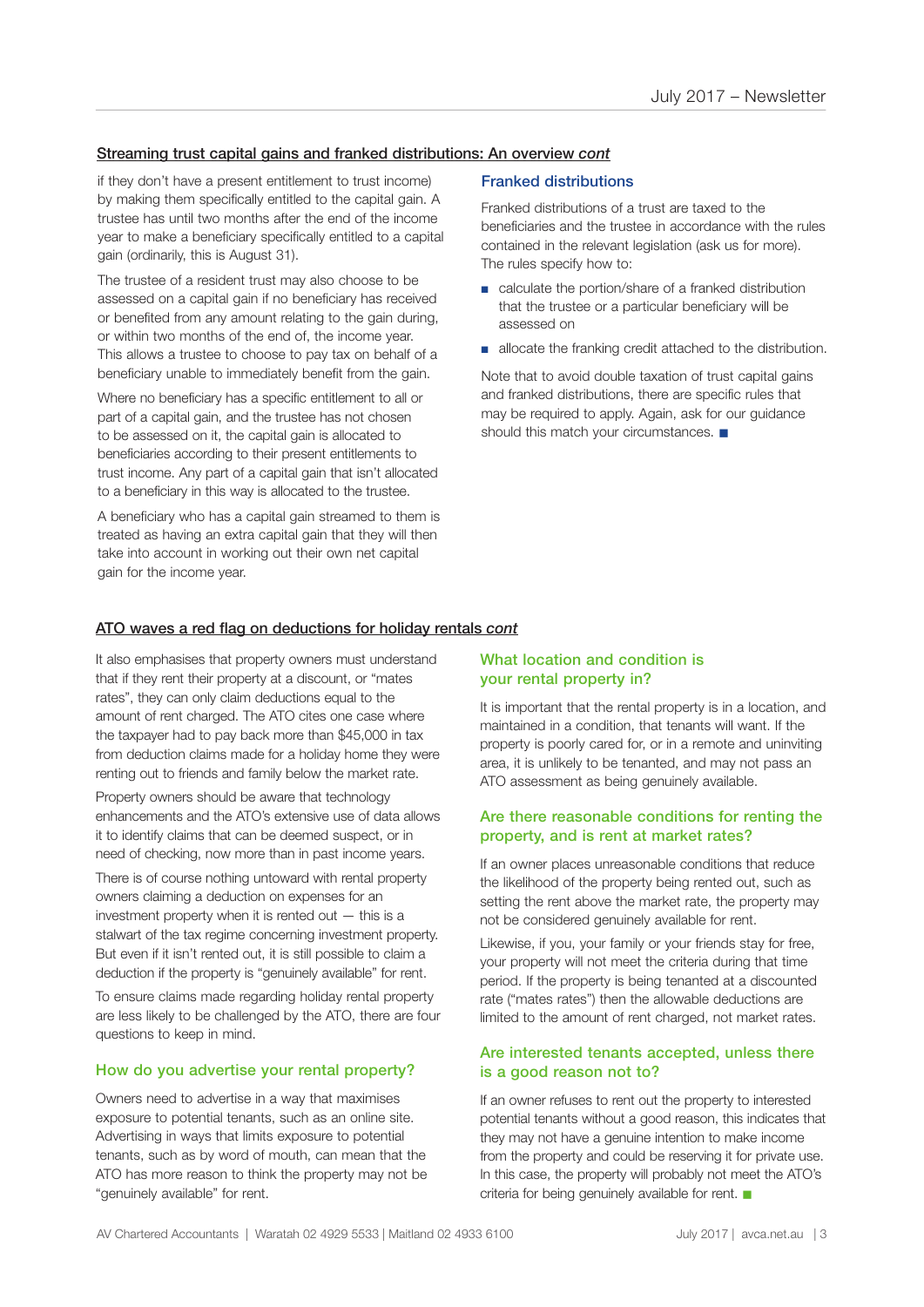## Streaming trust capital gains and franked distributions: An overview *cont*

if they don't have a present entitlement to trust income) by making them specifically entitled to the capital gain. A trustee has until two months after the end of the income year to make a beneficiary specifically entitled to a capital gain (ordinarily, this is August 31).

The trustee of a resident trust may also choose to be assessed on a capital gain if no beneficiary has received or benefited from any amount relating to the gain during, or within two months of the end of, the income year. This allows a trustee to choose to pay tax on behalf of a beneficiary unable to immediately benefit from the gain.

Where no beneficiary has a specific entitlement to all or part of a capital gain, and the trustee has not chosen to be assessed on it, the capital gain is allocated to beneficiaries according to their present entitlements to trust income. Any part of a capital gain that isn't allocated to a beneficiary in this way is allocated to the trustee.

A beneficiary who has a capital gain streamed to them is treated as having an extra capital gain that they will then take into account in working out their own net capital gain for the income year.

### Franked distributions

Franked distributions of a trust are taxed to the beneficiaries and the trustee in accordance with the rules contained in the relevant legislation (ask us for more). The rules specify how to:

- calculate the portion/share of a franked distribution that the trustee or a particular beneficiary will be assessed on
- allocate the franking credit attached to the distribution.

Note that to avoid double taxation of trust capital gains and franked distributions, there are specific rules that may be required to apply. Again, ask for our guidance should this match your circumstances. ■

## ATO waves a red flag on deductions for holiday rentals *cont*

It also emphasises that property owners must understand that if they rent their property at a discount, or "mates rates", they can only claim deductions equal to the amount of rent charged. The ATO cites one case where the taxpayer had to pay back more than $45,000 in tax from deduction claims made for a holiday home they were renting out to friends and family below the market rate.

Property owners should be aware that technology enhancements and the ATO's extensive use of data allows it to identify claims that can be deemed suspect, or in need of checking, now more than in past income years.

There is of course nothing untoward with rental property owners claiming a deduction on expenses for an investment property when it is rented out — this is a stalwart of the tax regime concerning investment property. But even if it isn't rented out, it is still possible to claim a deduction if the property is "genuinely available" for rent.

To ensure claims made regarding holiday rental property are less likely to be challenged by the ATO, there are four questions to keep in mind.

### How do you advertise your rental property?

Owners need to advertise in a way that maximises exposure to potential tenants, such as an online site. Advertising in ways that limits exposure to potential tenants, such as by word of mouth, can mean that the ATO has more reason to think the property may not be "genuinely available" for rent.

### What location and condition is your rental property in?

It is important that the rental property is in a location, and maintained in a condition, that tenants will want. If the property is poorly cared for, or in a remote and uninviting area, it is unlikely to be tenanted, and may not pass an ATO assessment as being genuinely available.

### Are there reasonable conditions for renting the property, and is rent at market rates?

If an owner places unreasonable conditions that reduce the likelihood of the property being rented out, such as setting the rent above the market rate, the property may not be considered genuinely available for rent.

Likewise, if you, your family or your friends stay for free, your property will not meet the criteria during that time period. If the property is being tenanted at a discounted rate ("mates rates") then the allowable deductions are limited to the amount of rent charged, not market rates.

### Are interested tenants accepted, unless there is a good reason not to?

If an owner refuses to rent out the property to interested potential tenants without a good reason, this indicates that they may not have a genuine intention to make income from the property and could be reserving it for private use. In this case, the property will probably not meet the ATO's criteria for being genuinely available for rent. ■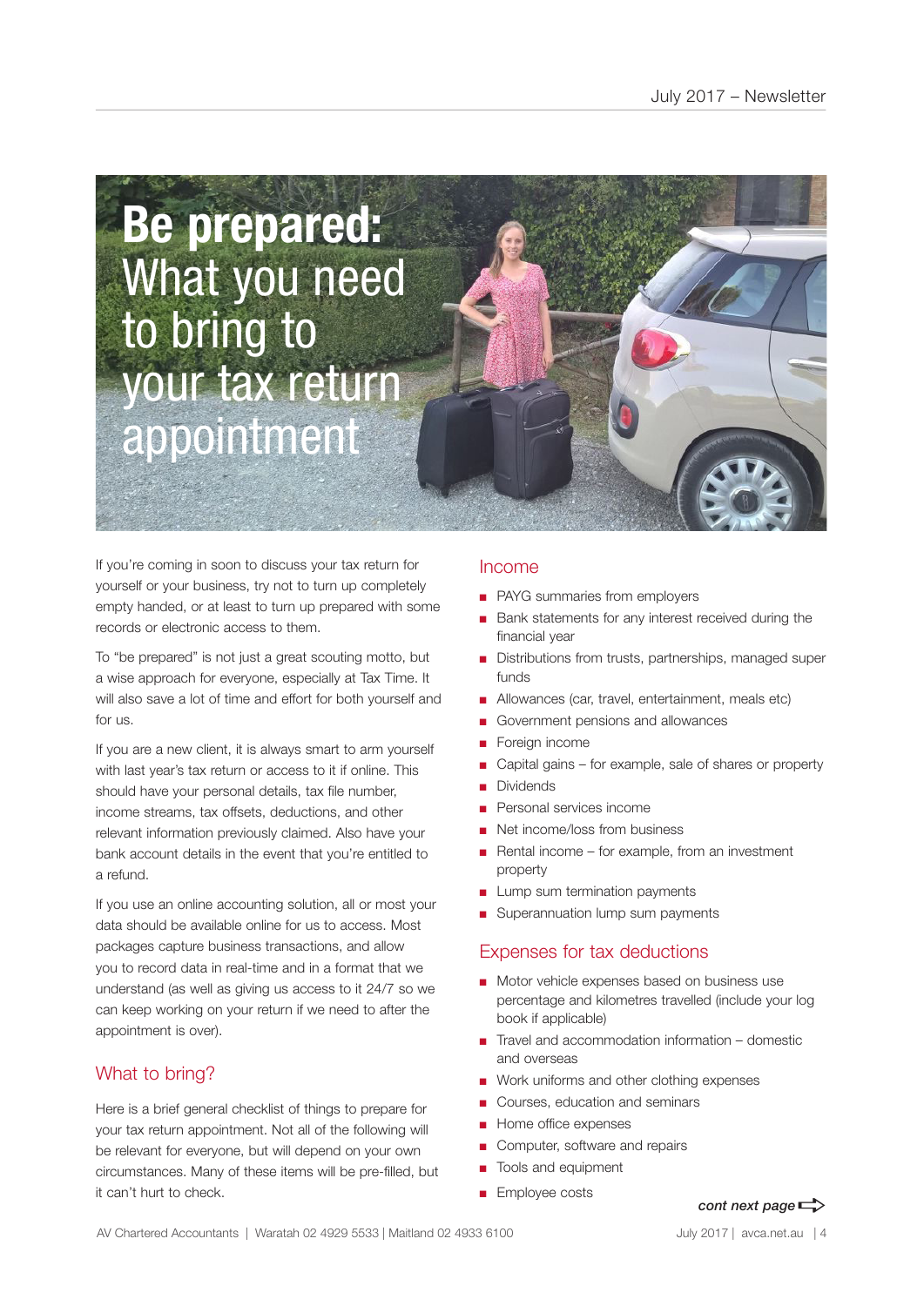# **Be prepared:** What you need to bring to your tax return appointment

If you're coming in soon to discuss your tax return for yourself or your business, try not to turn up completely empty handed, or at least to turn up prepared with some records or electronic access to them.

To "be prepared" is not just a great scouting motto, but a wise approach for everyone, especially at Tax Time. It will also save a lot of time and effort for both yourself and for us.

If you are a new client, it is always smart to arm yourself with last year's tax return or access to it if online. This should have your personal details, tax file number, income streams, tax offsets, deductions, and other relevant information previously claimed. Also have your bank account details in the event that you're entitled to a refund.

If you use an online accounting solution, all or most your data should be available online for us to access. Most packages capture business transactions, and allow you to record data in real-time and in a format that we understand (as well as giving us access to it 24/7 so we can keep working on your return if we need to after the appointment is over).

## What to bring?

Here is a brief general checklist of things to prepare for your tax return appointment. Not all of the following will be relevant for everyone, but will depend on your own circumstances. Many of these items will be pre-filled, but it can't hurt to check.

## Income

- PAYG summaries from employers
- Bank statements for any interest received during the financial year
- Distributions from trusts, partnerships, managed super funds
- Allowances (car, travel, entertainment, meals etc)
- Government pensions and allowances
- Foreign income
- Capital gains – for example, sale of shares or property
- Dividends
- Personal services income
- Net income/loss from business
- Rental income – for example, from an investment property
- Lump sum termination payments
- Superannuation lump sum payments

## Expenses for tax deductions

- Motor vehicle expenses based on business use percentage and kilometres travelled (include your log book if applicable)
- Travel and accommodation information – domestic and overseas
- Work uniforms and other clothing expenses
- Courses, education and seminars
- Home office expenses
- Computer, software and repairs
- Tools and equipment
- Employee costs

*cont next page*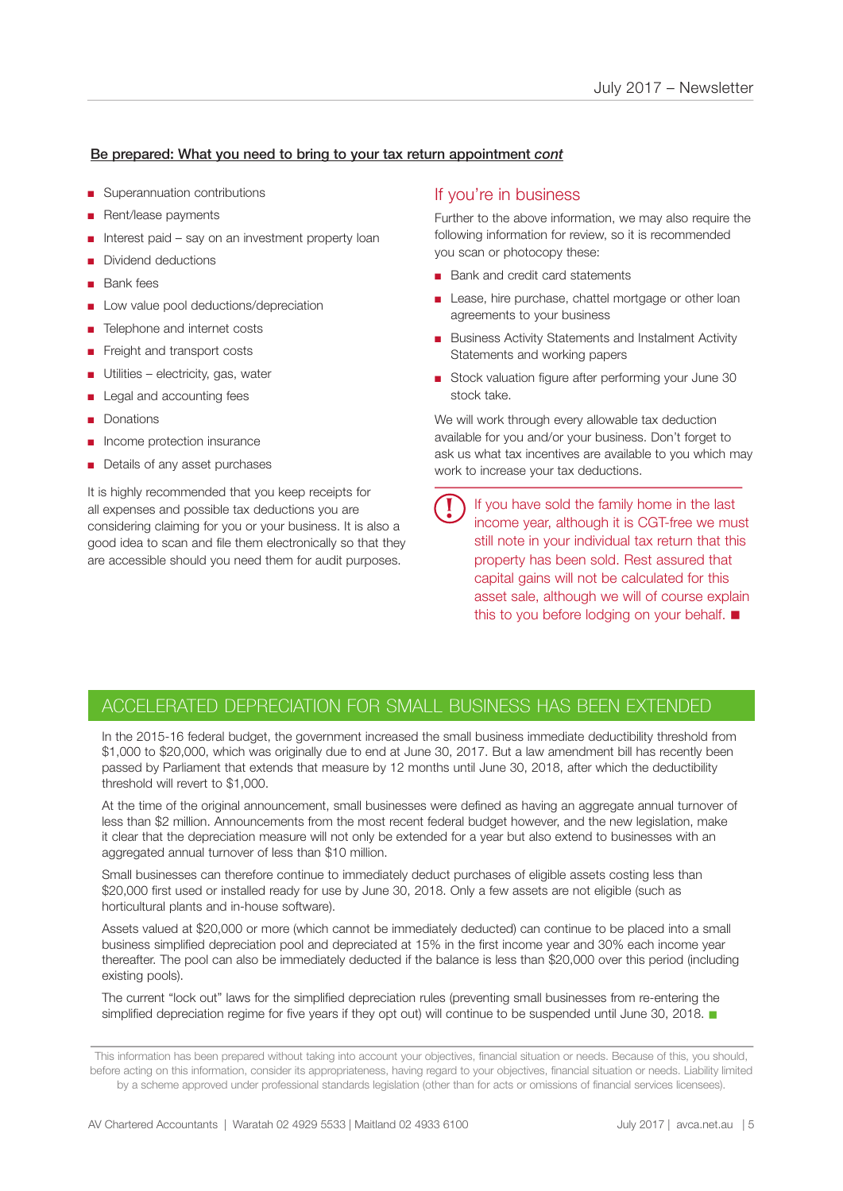## Be prepared: What you need to bring to your tax return appointment *cont*

- Superannuation contributions
- Rent/lease payments
- Interest paid – say on an investment property loan
- Dividend deductions
- Bank fees
- Low value pool deductions/depreciation
- Telephone and internet costs
- Freight and transport costs
- Utilities – electricity, gas, water
- Legal and accounting fees
- Donations
- Income protection insurance
- Details of any asset purchases

It is highly recommended that you keep receipts for all expenses and possible tax deductions you are considering claiming for you or your business. It is also a good idea to scan and file them electronically so that they are accessible should you need them for audit purposes.

### If you're in business

Further to the above information, we may also require the following information for review, so it is recommended you scan or photocopy these:

- Bank and credit card statements
- Lease, hire purchase, chattel mortgage or other loan agreements to your business
- Business Activity Statements and Instalment Activity Statements and working papers
- Stock valuation figure after performing your June 30 stock take.

We will work through every allowable tax deduction available for you and/or your business. Don't forget to ask us what tax incentives are available to you which may work to increase your tax deductions.

If you have sold the family home in the last income year, although it is CGT-free we must still note in your individual tax return that this property has been sold. Rest assured that capital gains will not be calculated for this asset sale, although we will of course explain this to you before lodging on your behalf.

## ACCELERATED DEPRECIATION FOR SMALL BUSINESS HAS BEEN EXTENDED

In the 2015-16 federal budget, the government increased the small business immediate deductibility threshold from $1,000 to $20,000, which was originally due to end at June 30, 2017. But a law amendment bill has recently been passed by Parliament that extends that measure by 12 months until June 30, 2018, after which the deductibility threshold will revert to $1,000.

At the time of the original announcement, small businesses were defined as having an aggregate annual turnover of less than $2 million. Announcements from the most recent federal budget however, and the new legislation, make it clear that the depreciation measure will not only be extended for a year but also extend to businesses with an aggregated annual turnover of less than $10 million.

Small businesses can therefore continue to immediately deduct purchases of eligible assets costing less than $20,000 first used or installed ready for use by June 30, 2018. Only a few assets are not eligible (such as horticultural plants and in-house software).

Assets valued at $20,000 or more (which cannot be immediately deducted) can continue to be placed into a small business simplified depreciation pool and depreciated at 15% in the first income year and 30% each income year thereafter. The pool can also be immediately deducted if the balance is less than $20,000 over this period (including existing pools).

The current "lock out" laws for the simplified depreciation rules (preventing small businesses from re-entering the simplified depreciation regime for five years if they opt out) will continue to be suspended until June 30, 2018.

This information has been prepared without taking into account your objectives, financial situation or needs. Because of this, you should, before acting on this information, consider its appropriateness, having regard to your objectives, financial situation or needs. Liability limited by a scheme approved under professional standards legislation (other than for acts or omissions of financial services licensees).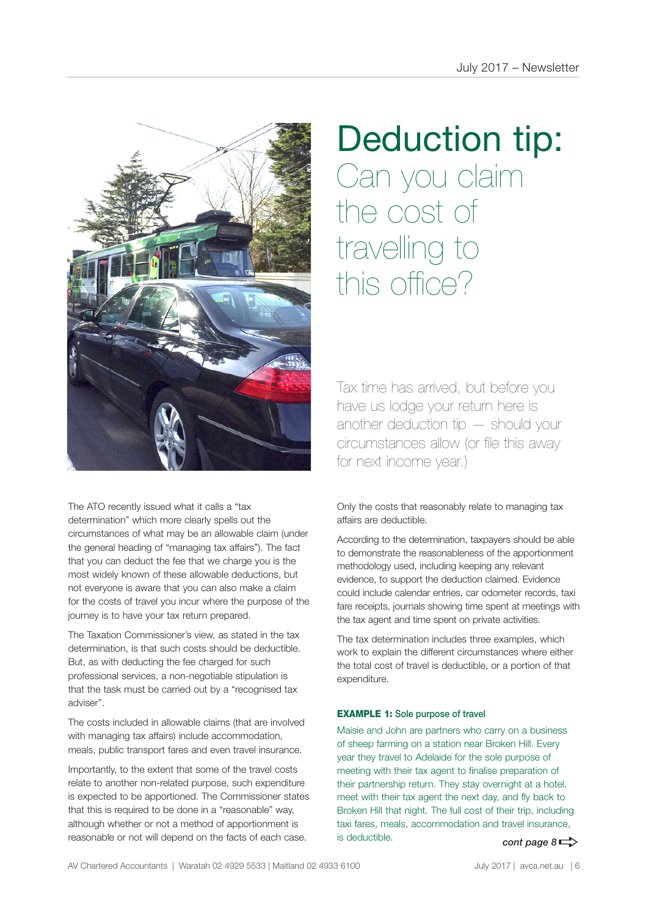# Deduction tip:
## Can you claim the cost of travelling to this office?

Tax time has arrived, but before you have us lodge your return here is another deduction tip — should your circumstances allow (or file this away for next income year.)

The ATO recently issued what it calls a "tax determination" which more clearly spells out the circumstances of what may be an allowable claim (under the general heading of "managing tax affairs"). The fact that you can deduct the fee that we charge you is the most widely known of these allowable deductions, but not everyone is aware that you can also make a claim for the costs of travel you incur where the purpose of the journey is to have your tax return prepared.

The Taxation Commissioner's view, as stated in the tax determination, is that such costs should be deductible. But, as with deducting the fee charged for such professional services, a non-negotiable stipulation is that the task must be carried out by a "recognised tax adviser".

The costs included in allowable claims (that are involved with managing tax affairs) include accommodation, meals, public transport fares and even travel insurance.

Importantly, to the extent that some of the travel costs relate to another non-related purpose, such expenditure is expected to be apportioned. The Commissioner states that this is required to be done in a "reasonable" way, although whether or not a method of apportionment is reasonable or not will depend on the facts of each case.

Only the costs that reasonably relate to managing tax affairs are deductible.

According to the determination, taxpayers should be able to demonstrate the reasonableness of the apportionment methodology used, including keeping any relevant evidence, to support the deduction claimed. Evidence could include calendar entries, car odometer records, taxi fare receipts, journals showing time spent at meetings with the tax agent and time spent on private activities.

The tax determination includes three examples, which work to explain the different circumstances where either the total cost of travel is deductible, or a portion of that expenditure.

**EXAMPLE 1:** Sole purpose of travel

Maisie and John are partners who carry on a business of sheep farming on a station near Broken Hill. Every year they travel to Adelaide for the sole purpose of meeting with their tax agent to finalise preparation of their partnership return. They stay overnight at a hotel, meet with their tax agent the next day, and fly back to Broken Hill that night. The full cost of their trip, including taxi fares, meals, accommodation and travel insurance, is deductible.

*cont page 8*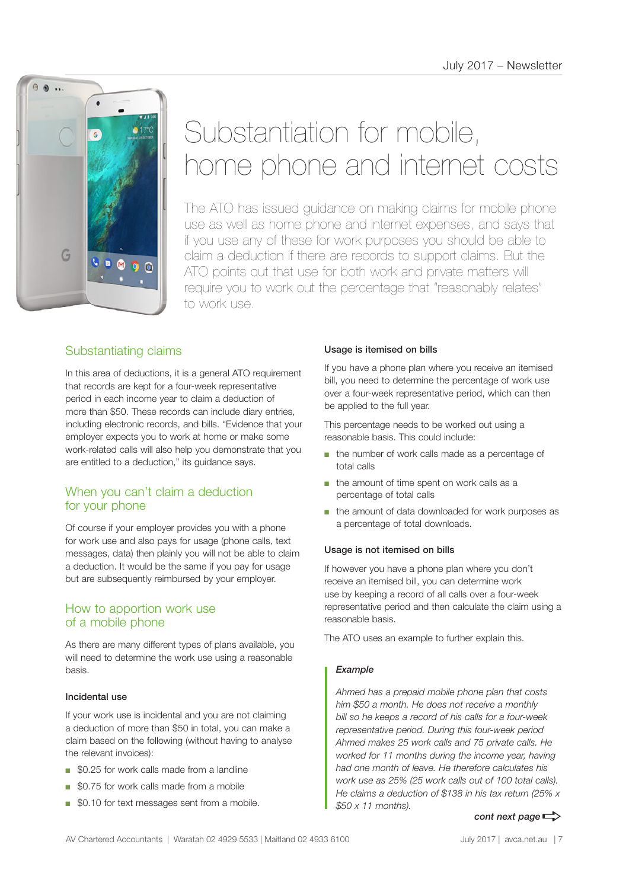// header omitted

# Substantiation for mobile, home phone and internet costs

The ATO has issued guidance on making claims for mobile phone use as well as home phone and internet expenses, and says that if you use any of these for work purposes you should be able to claim a deduction if there are records to support claims. But the ATO points out that use for both work and private matters will require you to work out the percentage that "reasonably relates" to work use.

## Substantiating claims

In this area of deductions, it is a general ATO requirement that records are kept for a four-week representative period in each income year to claim a deduction of more than $50. These records can include diary entries, including electronic records, and bills. "Evidence that your employer expects you to work at home or make some work-related calls will also help you demonstrate that you are entitled to a deduction," its guidance says.

## When you can't claim a deduction for your phone

Of course if your employer provides you with a phone for work use and also pays for usage (phone calls, text messages, data) then plainly you will not be able to claim a deduction. It would be the same if you pay for usage but are subsequently reimbursed by your employer.

## How to apportion work use of a mobile phone

As there are many different types of plans available, you will need to determine the work use using a reasonable basis.

### Incidental use

If your work use is incidental and you are not claiming a deduction of more than $50 in total, you can make a claim based on the following (without having to analyse the relevant invoices):

- $0.25 for work calls made from a landline
- $0.75 for work calls made from a mobile
- $0.10 for text messages sent from a mobile.

### Usage is itemised on bills

If you have a phone plan where you receive an itemised bill, you need to determine the percentage of work use over a four-week representative period, which can then be applied to the full year.

This percentage needs to be worked out using a reasonable basis. This could include:

- the number of work calls made as a percentage of total calls
- the amount of time spent on work calls as a percentage of total calls
- the amount of data downloaded for work purposes as a percentage of total downloads.

### Usage is not itemised on bills

If however you have a phone plan where you don't receive an itemised bill, you can determine work use by keeping a record of all calls over a four-week representative period and then calculate the claim using a reasonable basis.

The ATO uses an example to further explain this.

> ***Example***
>
> *Ahmed has a prepaid mobile phone plan that costs him $50 a month. He does not receive a monthly bill so he keeps a record of his calls for a four-week representative period. During this four-week period Ahmed makes 25 work calls and 75 private calls. He worked for 11 months during the income year, having had one month of leave. He therefore calculates his work use as 25% (25 work calls out of 100 total calls). He claims a deduction of $138 in his tax return (25% x $50 x 11 months).*

***cont next page***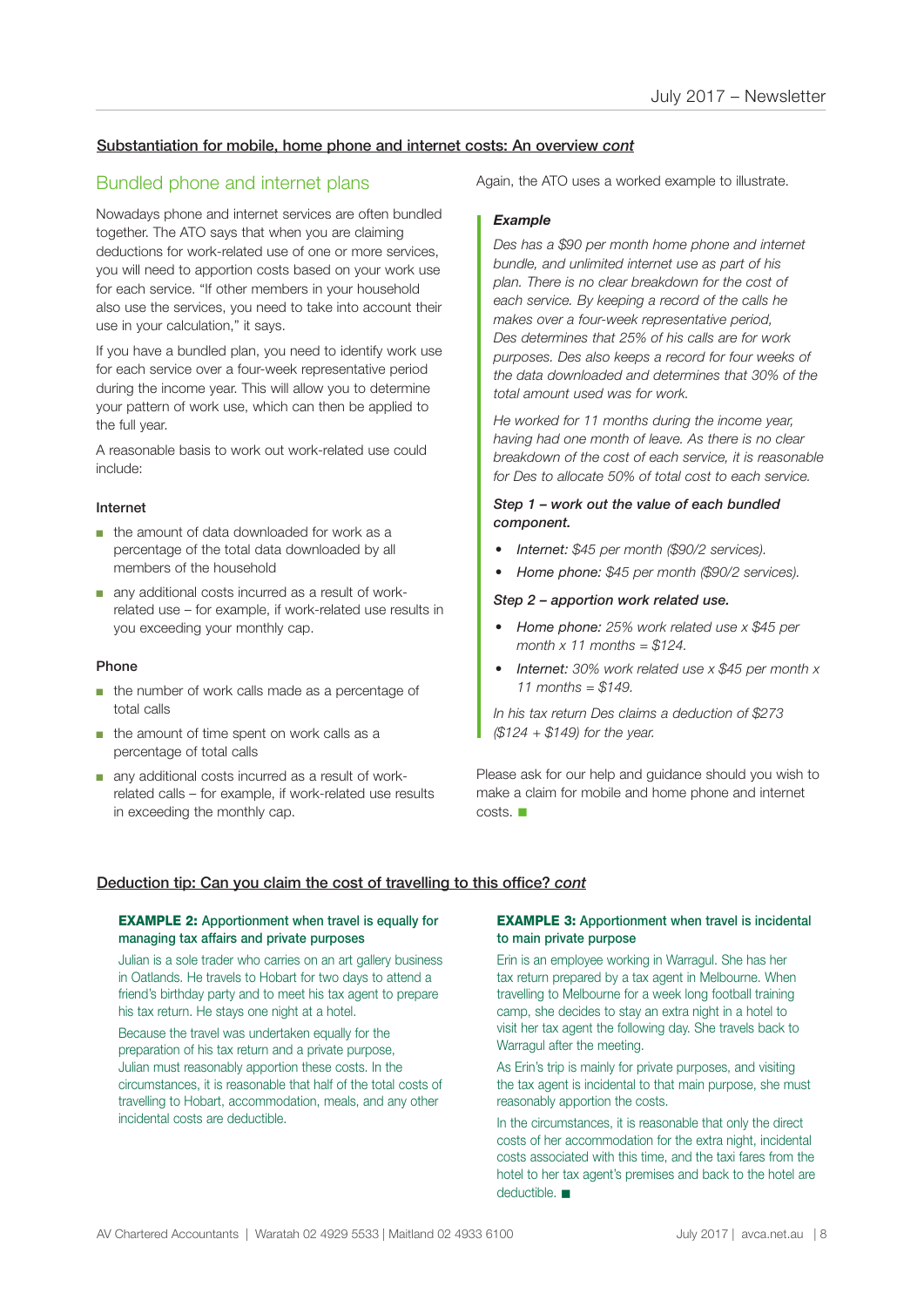## Substantiation for mobile, home phone and internet costs: An overview *cont*

### Bundled phone and internet plans

Nowadays phone and internet services are often bundled together. The ATO says that when you are claiming deductions for work-related use of one or more services, you will need to apportion costs based on your work use for each service. "If other members in your household also use the services, you need to take into account their use in your calculation," it says.

If you have a bundled plan, you need to identify work use for each service over a four-week representative period during the income year. This will allow you to determine your pattern of work use, which can then be applied to the full year.

A reasonable basis to work out work-related use could include:

#### Internet

- the amount of data downloaded for work as a percentage of the total data downloaded by all members of the household
- any additional costs incurred as a result of work-related use – for example, if work-related use results in you exceeding your monthly cap.

#### Phone

- the number of work calls made as a percentage of total calls
- the amount of time spent on work calls as a percentage of total calls
- any additional costs incurred as a result of work-related calls – for example, if work-related use results in exceeding the monthly cap.

Again, the ATO uses a worked example to illustrate.

***Example***

*Des has a $90 per month home phone and internet bundle, and unlimited internet use as part of his plan. There is no clear breakdown for the cost of each service. By keeping a record of the calls he makes over a four-week representative period, Des determines that 25% of his calls are for work purposes. Des also keeps a record for four weeks of the data downloaded and determines that 30% of the total amount used was for work.*

*He worked for 11 months during the income year, having had one month of leave. As there is no clear breakdown of the cost of each service, it is reasonable for Des to allocate 50% of total cost to each service.*

***Step 1 – work out the value of each bundled component.***

- *Internet: $45 per month ($90/2 services).*
- *Home phone: $45 per month ($90/2 services).*

***Step 2 – apportion work related use.***

- *Home phone: 25% work related use x $45 per month x 11 months = $124.*
- *Internet: 30% work related use x $45 per month x 11 months = $149.*

*In his tax return Des claims a deduction of $273 ($124 + $149) for the year.*

Please ask for our help and guidance should you wish to make a claim for mobile and home phone and internet costs. ■

## Deduction tip: Can you claim the cost of travelling to this office? *cont*

**EXAMPLE 2:** Apportionment when travel is equally for managing tax affairs and private purposes

Julian is a sole trader who carries on an art gallery business in Oatlands. He travels to Hobart for two days to attend a friend's birthday party and to meet his tax agent to prepare his tax return. He stays one night at a hotel.

Because the travel was undertaken equally for the preparation of his tax return and a private purpose, Julian must reasonably apportion these costs. In the circumstances, it is reasonable that half of the total costs of travelling to Hobart, accommodation, meals, and any other incidental costs are deductible.

**EXAMPLE 3:** Apportionment when travel is incidental to main private purpose

Erin is an employee working in Warragul. She has her tax return prepared by a tax agent in Melbourne. When travelling to Melbourne for a week long football training camp, she decides to stay an extra night in a hotel to visit her tax agent the following day. She travels back to Warragul after the meeting.

As Erin's trip is mainly for private purposes, and visiting the tax agent is incidental to that main purpose, she must reasonably apportion the costs.

In the circumstances, it is reasonable that only the direct costs of her accommodation for the extra night, incidental costs associated with this time, and the taxi fares from the hotel to her tax agent's premises and back to the hotel are deductible. ■